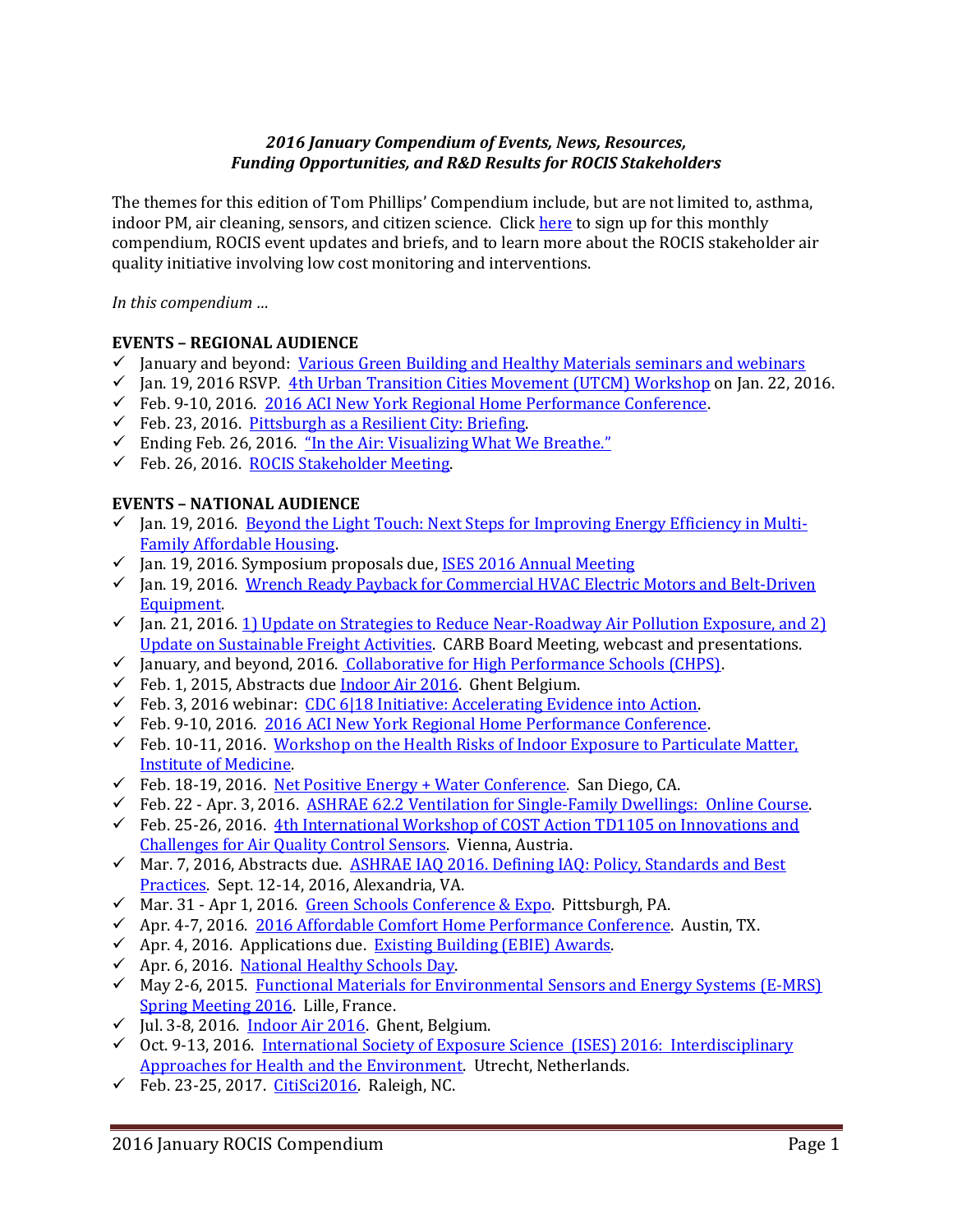*2016 January Compendium of Events, News, Resources, Funding Opportunities, and R&D Results for ROCIS Stakeholders*

The themes for this edition of Tom Phillips' Compendium include, but are not limited to, asthma, indoor PM, air cleaning, sensors, and citizen science. Click here to sign up for this monthly compendium, ROCIS event updates and briefs, and to learn more about the ROCIS stakeholder air quality initiative involving low cost monitoring and interventions.

*In this compendium …*

**EVENTS – REGIONAL AUDIENCE**

- ✓ January and beyond: Various Green Building and Healthy Materials seminars and webinars
- ✓ Jan. 19, 2016 RSVP. 4th Urban Transition Cities Movement (UTCM) Workshop on Jan. 22, 2016.
- ✓ Feb. 9-10, 2016. 2016 ACI New York Regional Home Performance Conference.
- ✓ Feb. 23, 2016. Pittsburgh as a Resilient City: Briefing.
- ✓ Ending Feb. 26, 2016. "In the Air: Visualizing What We Breathe."
- ✓ Feb. 26, 2016. ROCIS Stakeholder Meeting.

**EVENTS – NATIONAL AUDIENCE**

- ✓ Jan. 19, 2016. Beyond the Light Touch: Next Steps for Improving Energy Efficiency in Multi-Family Affordable Housing.
- ✓ Jan. 19, 2016. Symposium proposals due, ISES 2016 Annual Meeting
- ✓ Jan. 19, 2016. Wrench Ready Payback for Commercial HVAC Electric Motors and Belt-Driven Equipment.
- ✓ Jan. 21, 2016. 1) Update on Strategies to Reduce Near-Roadway Air Pollution Exposure, and 2) Update on Sustainable Freight Activities. CARB Board Meeting, webcast and presentations.
- ✓ January, and beyond, 2016. Collaborative for High Performance Schools (CHPS).
- ✓ Feb. 1, 2015, Abstracts due Indoor Air 2016. Ghent Belgium.
- ✓ Feb. 3, 2016 webinar: CDC 6|18 Initiative: Accelerating Evidence into Action.
- ✓ Feb. 9-10, 2016. 2016 ACI New York Regional Home Performance Conference.
- ✓ Feb. 10-11, 2016. Workshop on the Health Risks of Indoor Exposure to Particulate Matter, Institute of Medicine.
- ✓ Feb. 18-19, 2016. Net Positive Energy + Water Conference. San Diego, CA.
- ✓ Feb. 22 - Apr. 3, 2016. ASHRAE 62.2 Ventilation for Single-Family Dwellings: Online Course.
- ✓ Feb. 25-26, 2016. 4th International Workshop of COST Action TD1105 on Innovations and Challenges for Air Quality Control Sensors. Vienna, Austria.
- ✓ Mar. 7, 2016, Abstracts due. ASHRAE IAQ 2016. Defining IAQ: Policy, Standards and Best Practices. Sept. 12-14, 2016, Alexandria, VA.
- ✓ Mar. 31 - Apr 1, 2016. Green Schools Conference & Expo. Pittsburgh, PA.
- ✓ Apr. 4-7, 2016. 2016 Affordable Comfort Home Performance Conference. Austin, TX.
- ✓ Apr. 4, 2016. Applications due. Existing Building (EBIE) Awards.
- ✓ Apr. 6, 2016. National Healthy Schools Day.
- ✓ May 2-6, 2015. Functional Materials for Environmental Sensors and Energy Systems (E-MRS) Spring Meeting 2016. Lille, France.
- ✓ Jul. 3-8, 2016. Indoor Air 2016. Ghent, Belgium.
- ✓ Oct. 9-13, 2016. International Society of Exposure Science (ISES) 2016: Interdisciplinary Approaches for Health and the Environment. Utrecht, Netherlands.
- ✓ Feb. 23-25, 2017. CitiSci2016. Raleigh, NC.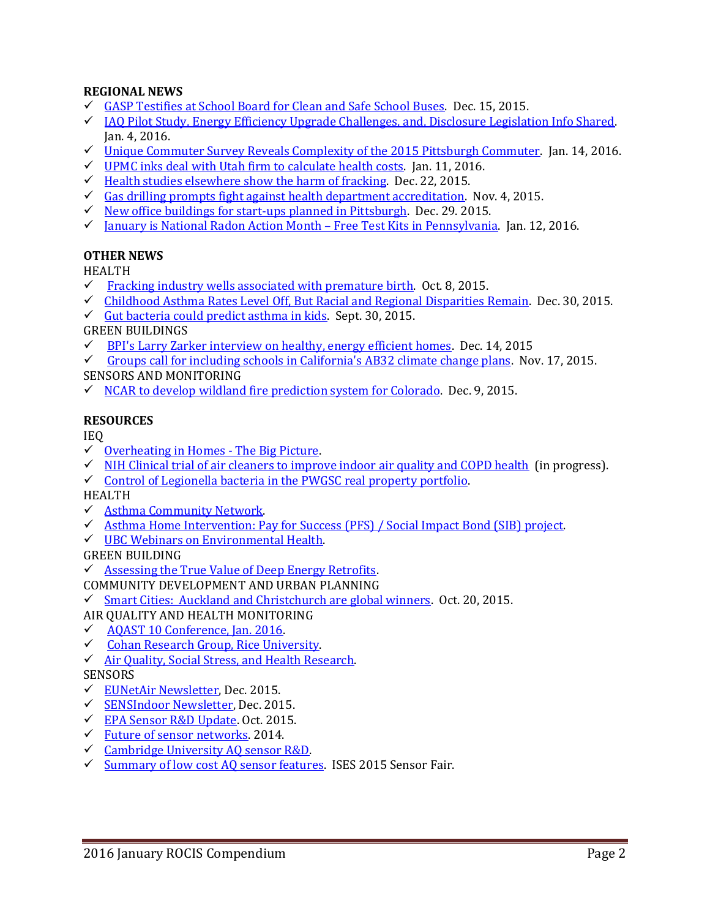**REGIONAL NEWS**

- ✓ GASP Testifies at School Board for Clean and Safe School Buses. Dec. 15, 2015.
- ✓ IAQ Pilot Study, Energy Efficiency Upgrade Challenges, and, Disclosure Legislation Info Shared. Jan. 4, 2016.
- ✓ Unique Commuter Survey Reveals Complexity of the 2015 Pittsburgh Commuter. Jan. 14, 2016.
- ✓ UPMC inks deal with Utah firm to calculate health costs. Jan. 11, 2016.
- ✓ Health studies elsewhere show the harm of fracking. Dec. 22, 2015.
- ✓ Gas drilling prompts fight against health department accreditation. Nov. 4, 2015.
- ✓ New office buildings for start-ups planned in Pittsburgh. Dec. 29. 2015.
- ✓ January is National Radon Action Month – Free Test Kits in Pennsylvania. Jan. 12, 2016.

**OTHER NEWS**

HEALTH

- ✓ Fracking industry wells associated with premature birth. Oct. 8, 2015.
- ✓ Childhood Asthma Rates Level Off, But Racial and Regional Disparities Remain. Dec. 30, 2015.
- ✓ Gut bacteria could predict asthma in kids. Sept. 30, 2015.

GREEN BUILDINGS

- ✓ BPI's Larry Zarker interview on healthy, energy efficient homes. Dec. 14, 2015
- ✓ Groups call for including schools in California's AB32 climate change plans. Nov. 17, 2015.

SENSORS AND MONITORING

- ✓ NCAR to develop wildland fire prediction system for Colorado. Dec. 9, 2015.

**RESOURCES**

IEQ

- ✓ Overheating in Homes - The Big Picture.
- ✓ NIH Clinical trial of air cleaners to improve indoor air quality and COPD health (in progress).
- ✓ Control of Legionella bacteria in the PWGSC real property portfolio.

HEALTH

- ✓ Asthma Community Network.
- ✓ Asthma Home Intervention: Pay for Success (PFS) / Social Impact Bond (SIB) project.
- ✓ UBC Webinars on Environmental Health.

GREEN BUILDING

- ✓ Assessing the True Value of Deep Energy Retrofits.

COMMUNITY DEVELOPMENT AND URBAN PLANNING

- ✓ Smart Cities: Auckland and Christchurch are global winners. Oct. 20, 2015.

AIR QUALITY AND HEALTH MONITORING

- ✓ AQAST 10 Conference, Jan. 2016.
- ✓ Cohan Research Group, Rice University.
- ✓ Air Quality, Social Stress, and Health Research.

SENSORS

- ✓ EUNetAir Newsletter, Dec. 2015.
- ✓ SENSIndoor Newsletter, Dec. 2015.
- ✓ EPA Sensor R&D Update. Oct. 2015.
- ✓ Future of sensor networks. 2014.
- ✓ Cambridge University AQ sensor R&D.
- ✓ Summary of low cost AQ sensor features. ISES 2015 Sensor Fair.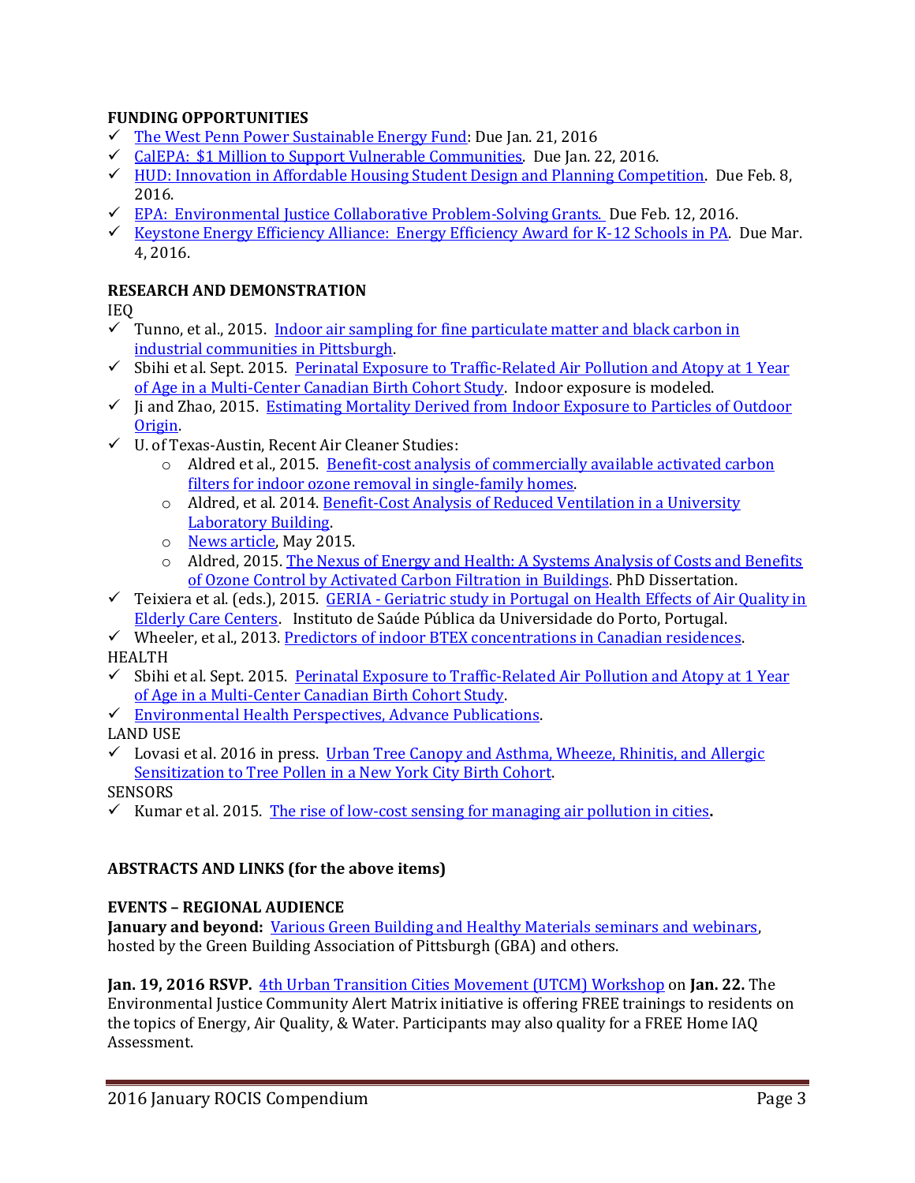## FUNDING OPPORTUNITIES

- ✓ The West Penn Power Sustainable Energy Fund: Due Jan. 21, 2016
- ✓ CalEPA: $1 Million to Support Vulnerable Communities. Due Jan. 22, 2016.
- ✓ HUD: Innovation in Affordable Housing Student Design and Planning Competition. Due Feb. 8, 2016.
- ✓ EPA: Environmental Justice Collaborative Problem-Solving Grants. Due Feb. 12, 2016.
- ✓ Keystone Energy Efficiency Alliance: Energy Efficiency Award for K-12 Schools in PA. Due Mar. 4, 2016.

## RESEARCH AND DEMONSTRATION

IEQ

- ✓ Tunno, et al., 2015. Indoor air sampling for fine particulate matter and black carbon in industrial communities in Pittsburgh.
- ✓ Sbihi et al. Sept. 2015. Perinatal Exposure to Traffic-Related Air Pollution and Atopy at 1 Year of Age in a Multi-Center Canadian Birth Cohort Study. Indoor exposure is modeled.
- ✓ Ji and Zhao, 2015. Estimating Mortality Derived from Indoor Exposure to Particles of Outdoor Origin.
- ✓ U. of Texas-Austin, Recent Air Cleaner Studies:
  - Aldred et al., 2015. Benefit-cost analysis of commercially available activated carbon filters for indoor ozone removal in single-family homes.
  - Aldred, et al. 2014. Benefit-Cost Analysis of Reduced Ventilation in a University Laboratory Building.
  - News article, May 2015.
  - Aldred, 2015. The Nexus of Energy and Health: A Systems Analysis of Costs and Benefits of Ozone Control by Activated Carbon Filtration in Buildings. PhD Dissertation.
- ✓ Teixiera et al. (eds.), 2015. GERIA - Geriatric study in Portugal on Health Effects of Air Quality in Elderly Care Centers. Instituto de Saúde Pública da Universidade do Porto, Portugal.
- ✓ Wheeler, et al., 2013. Predictors of indoor BTEX concentrations in Canadian residences.

HEALTH

- ✓ Sbihi et al. Sept. 2015. Perinatal Exposure to Traffic-Related Air Pollution and Atopy at 1 Year of Age in a Multi-Center Canadian Birth Cohort Study.
- ✓ Environmental Health Perspectives, Advance Publications.

LAND USE

- ✓ Lovasi et al. 2016 in press. Urban Tree Canopy and Asthma, Wheeze, Rhinitis, and Allergic Sensitization to Tree Pollen in a New York City Birth Cohort.

SENSORS

- ✓ Kumar et al. 2015. The rise of low-cost sensing for managing air pollution in cities.

## ABSTRACTS AND LINKS (for the above items)

## EVENTS – REGIONAL AUDIENCE

**January and beyond:** Various Green Building and Healthy Materials seminars and webinars, hosted by the Green Building Association of Pittsburgh (GBA) and others.

**Jan. 19, 2016 RSVP.** 4th Urban Transition Cities Movement (UTCM) Workshop on **Jan. 22.** The Environmental Justice Community Alert Matrix initiative is offering FREE trainings to residents on the topics of Energy, Air Quality, & Water. Participants may also quality for a FREE Home IAQ Assessment.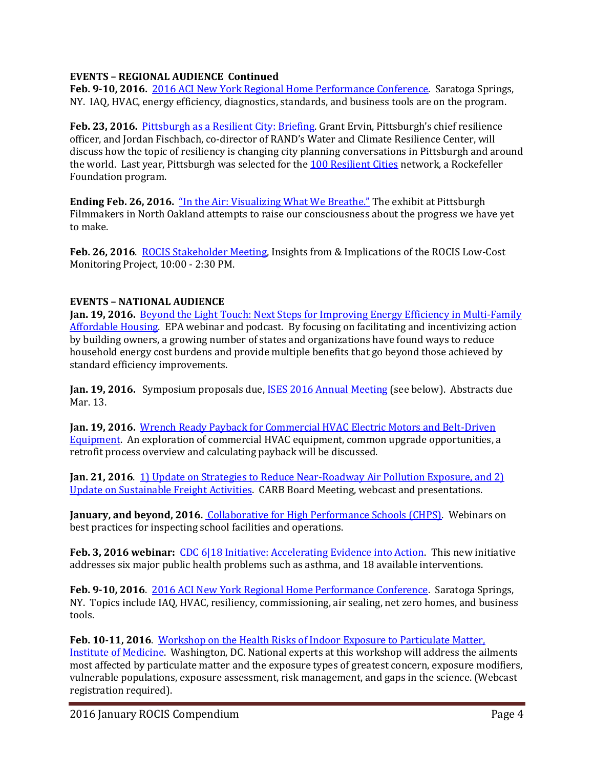**EVENTS – REGIONAL AUDIENCE Continued**

**Feb. 9-10, 2016.** 2016 ACI New York Regional Home Performance Conference. Saratoga Springs, NY. IAQ, HVAC, energy efficiency, diagnostics, standards, and business tools are on the program.

**Feb. 23, 2016.** Pittsburgh as a Resilient City: Briefing. Grant Ervin, Pittsburgh's chief resilience officer, and Jordan Fischbach, co-director of RAND's Water and Climate Resilience Center, will discuss how the topic of resiliency is changing city planning conversations in Pittsburgh and around the world. Last year, Pittsburgh was selected for the 100 Resilient Cities network, a Rockefeller Foundation program.

**Ending Feb. 26, 2016.** "In the Air: Visualizing What We Breathe." The exhibit at Pittsburgh Filmmakers in North Oakland attempts to raise our consciousness about the progress we have yet to make.

**Feb. 26, 2016**. ROCIS Stakeholder Meeting, Insights from & Implications of the ROCIS Low-Cost Monitoring Project, 10:00 - 2:30 PM.

**EVENTS – NATIONAL AUDIENCE**

**Jan. 19, 2016.** Beyond the Light Touch: Next Steps for Improving Energy Efficiency in Multi-Family Affordable Housing. EPA webinar and podcast. By focusing on facilitating and incentivizing action by building owners, a growing number of states and organizations have found ways to reduce household energy cost burdens and provide multiple benefits that go beyond those achieved by standard efficiency improvements.

**Jan. 19, 2016.** Symposium proposals due, ISES 2016 Annual Meeting (see below). Abstracts due Mar. 13.

**Jan. 19, 2016.** Wrench Ready Payback for Commercial HVAC Electric Motors and Belt-Driven Equipment. An exploration of commercial HVAC equipment, common upgrade opportunities, a retrofit process overview and calculating payback will be discussed.

**Jan. 21, 2016**. 1) Update on Strategies to Reduce Near-Roadway Air Pollution Exposure, and 2) Update on Sustainable Freight Activities. CARB Board Meeting, webcast and presentations.

**January, and beyond, 2016.** Collaborative for High Performance Schools (CHPS). Webinars on best practices for inspecting school facilities and operations.

**Feb. 3, 2016 webinar:** CDC 6|18 Initiative: Accelerating Evidence into Action. This new initiative addresses six major public health problems such as asthma, and 18 available interventions.

**Feb. 9-10, 2016**. 2016 ACI New York Regional Home Performance Conference. Saratoga Springs, NY. Topics include IAQ, HVAC, resiliency, commissioning, air sealing, net zero homes, and business tools.

**Feb. 10-11, 2016**. Workshop on the Health Risks of Indoor Exposure to Particulate Matter, Institute of Medicine. Washington, DC. National experts at this workshop will address the ailments most affected by particulate matter and the exposure types of greatest concern, exposure modifiers, vulnerable populations, exposure assessment, risk management, and gaps in the science. (Webcast registration required).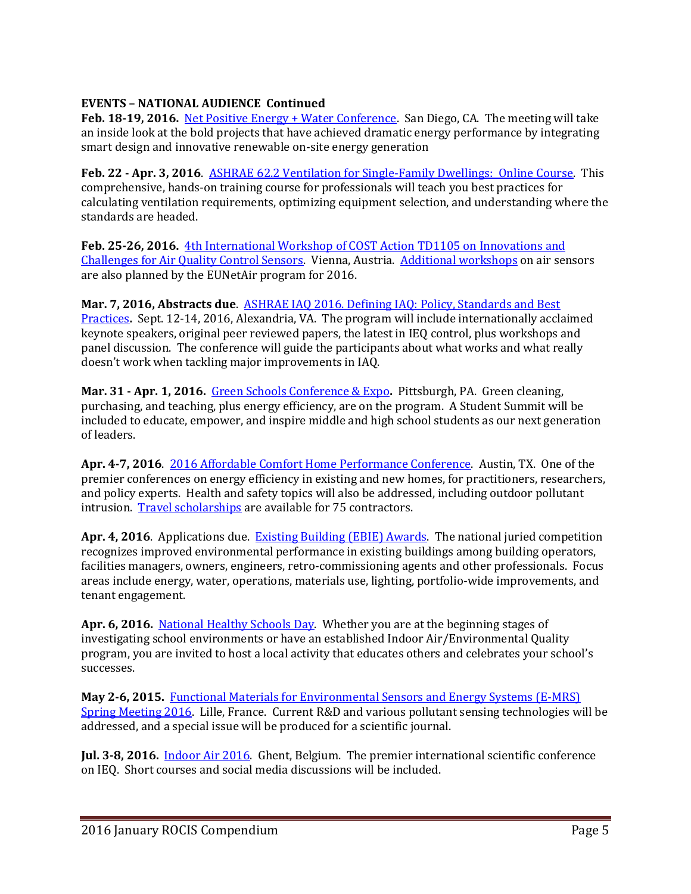**EVENTS – NATIONAL AUDIENCE Continued**

**Feb. 18-19, 2016.** Net Positive Energy + Water Conference. San Diego, CA. The meeting will take an inside look at the bold projects that have achieved dramatic energy performance by integrating smart design and innovative renewable on-site energy generation

**Feb. 22 - Apr. 3, 2016**. ASHRAE 62.2 Ventilation for Single-Family Dwellings: Online Course. This comprehensive, hands-on training course for professionals will teach you best practices for calculating ventilation requirements, optimizing equipment selection, and understanding where the standards are headed.

**Feb. 25-26, 2016.** 4th International Workshop of COST Action TD1105 on Innovations and Challenges for Air Quality Control Sensors. Vienna, Austria. Additional workshops on air sensors are also planned by the EUNetAir program for 2016.

**Mar. 7, 2016, Abstracts due**. ASHRAE IAQ 2016. Defining IAQ: Policy, Standards and Best Practices**.** Sept. 12-14, 2016, Alexandria, VA. The program will include internationally acclaimed keynote speakers, original peer reviewed papers, the latest in IEQ control, plus workshops and panel discussion. The conference will guide the participants about what works and what really doesn't work when tackling major improvements in IAQ.

**Mar. 31 - Apr. 1, 2016.** Green Schools Conference & Expo**.** Pittsburgh, PA. Green cleaning, purchasing, and teaching, plus energy efficiency, are on the program. A Student Summit will be included to educate, empower, and inspire middle and high school students as our next generation of leaders.

**Apr. 4-7, 2016**. 2016 Affordable Comfort Home Performance Conference. Austin, TX. One of the premier conferences on energy efficiency in existing and new homes, for practitioners, researchers, and policy experts. Health and safety topics will also be addressed, including outdoor pollutant intrusion. Travel scholarships are available for 75 contractors.

**Apr. 4, 2016**. Applications due. Existing Building (EBIE) Awards. The national juried competition recognizes improved environmental performance in existing buildings among building operators, facilities managers, owners, engineers, retro-commissioning agents and other professionals. Focus areas include energy, water, operations, materials use, lighting, portfolio-wide improvements, and tenant engagement.

**Apr. 6, 2016.** National Healthy Schools Day. Whether you are at the beginning stages of investigating school environments or have an established Indoor Air/Environmental Quality program, you are invited to host a local activity that educates others and celebrates your school's successes.

**May 2-6, 2015.** Functional Materials for Environmental Sensors and Energy Systems (E-MRS) Spring Meeting 2016. Lille, France. Current R&D and various pollutant sensing technologies will be addressed, and a special issue will be produced for a scientific journal.

**Jul. 3-8, 2016.** Indoor Air 2016. Ghent, Belgium. The premier international scientific conference on IEQ. Short courses and social media discussions will be included.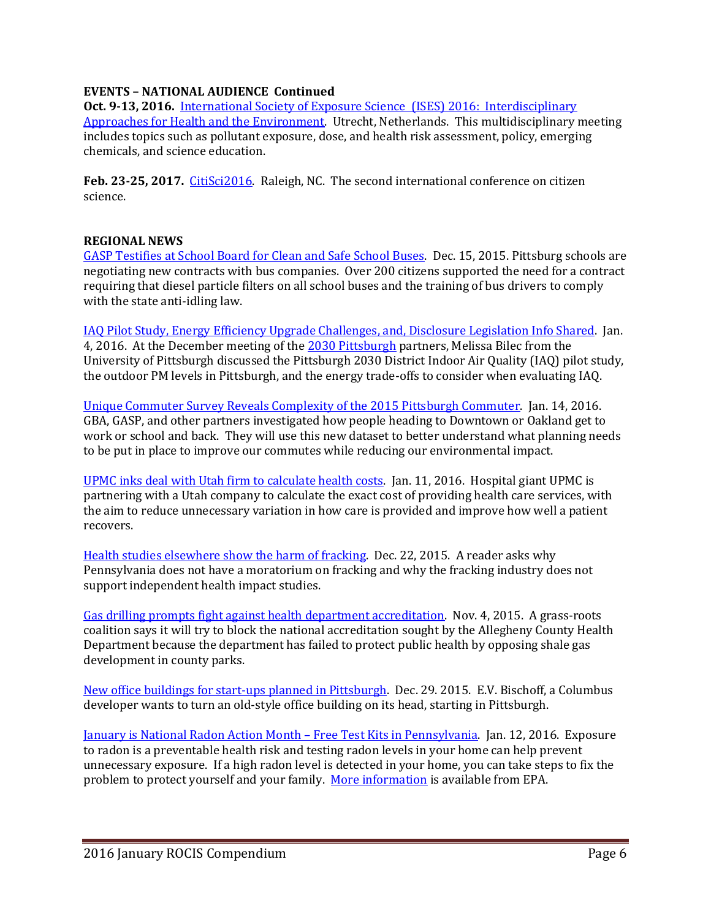**EVENTS – NATIONAL AUDIENCE Continued**

**Oct. 9-13, 2016.** International Society of Exposure Science (ISES) 2016: Interdisciplinary Approaches for Health and the Environment. Utrecht, Netherlands. This multidisciplinary meeting includes topics such as pollutant exposure, dose, and health risk assessment, policy, emerging chemicals, and science education.

**Feb. 23-25, 2017.** CitiSci2016. Raleigh, NC. The second international conference on citizen science.

**REGIONAL NEWS**

GASP Testifies at School Board for Clean and Safe School Buses. Dec. 15, 2015. Pittsburg schools are negotiating new contracts with bus companies. Over 200 citizens supported the need for a contract requiring that diesel particle filters on all school buses and the training of bus drivers to comply with the state anti-idling law.

IAQ Pilot Study, Energy Efficiency Upgrade Challenges, and, Disclosure Legislation Info Shared. Jan. 4, 2016. At the December meeting of the 2030 Pittsburgh partners, Melissa Bilec from the University of Pittsburgh discussed the Pittsburgh 2030 District Indoor Air Quality (IAQ) pilot study, the outdoor PM levels in Pittsburgh, and the energy trade-offs to consider when evaluating IAQ.

Unique Commuter Survey Reveals Complexity of the 2015 Pittsburgh Commuter. Jan. 14, 2016. GBA, GASP, and other partners investigated how people heading to Downtown or Oakland get to work or school and back. They will use this new dataset to better understand what planning needs to be put in place to improve our commutes while reducing our environmental impact.

UPMC inks deal with Utah firm to calculate health costs. Jan. 11, 2016. Hospital giant UPMC is partnering with a Utah company to calculate the exact cost of providing health care services, with the aim to reduce unnecessary variation in how care is provided and improve how well a patient recovers.

Health studies elsewhere show the harm of fracking. Dec. 22, 2015. A reader asks why Pennsylvania does not have a moratorium on fracking and why the fracking industry does not support independent health impact studies.

Gas drilling prompts fight against health department accreditation. Nov. 4, 2015. A grass-roots coalition says it will try to block the national accreditation sought by the Allegheny County Health Department because the department has failed to protect public health by opposing shale gas development in county parks.

New office buildings for start-ups planned in Pittsburgh. Dec. 29. 2015. E.V. Bischoff, a Columbus developer wants to turn an old-style office building on its head, starting in Pittsburgh.

January is National Radon Action Month – Free Test Kits in Pennsylvania. Jan. 12, 2016. Exposure to radon is a preventable health risk and testing radon levels in your home can help prevent unnecessary exposure. If a high radon level is detected in your home, you can take steps to fix the problem to protect yourself and your family. More information is available from EPA.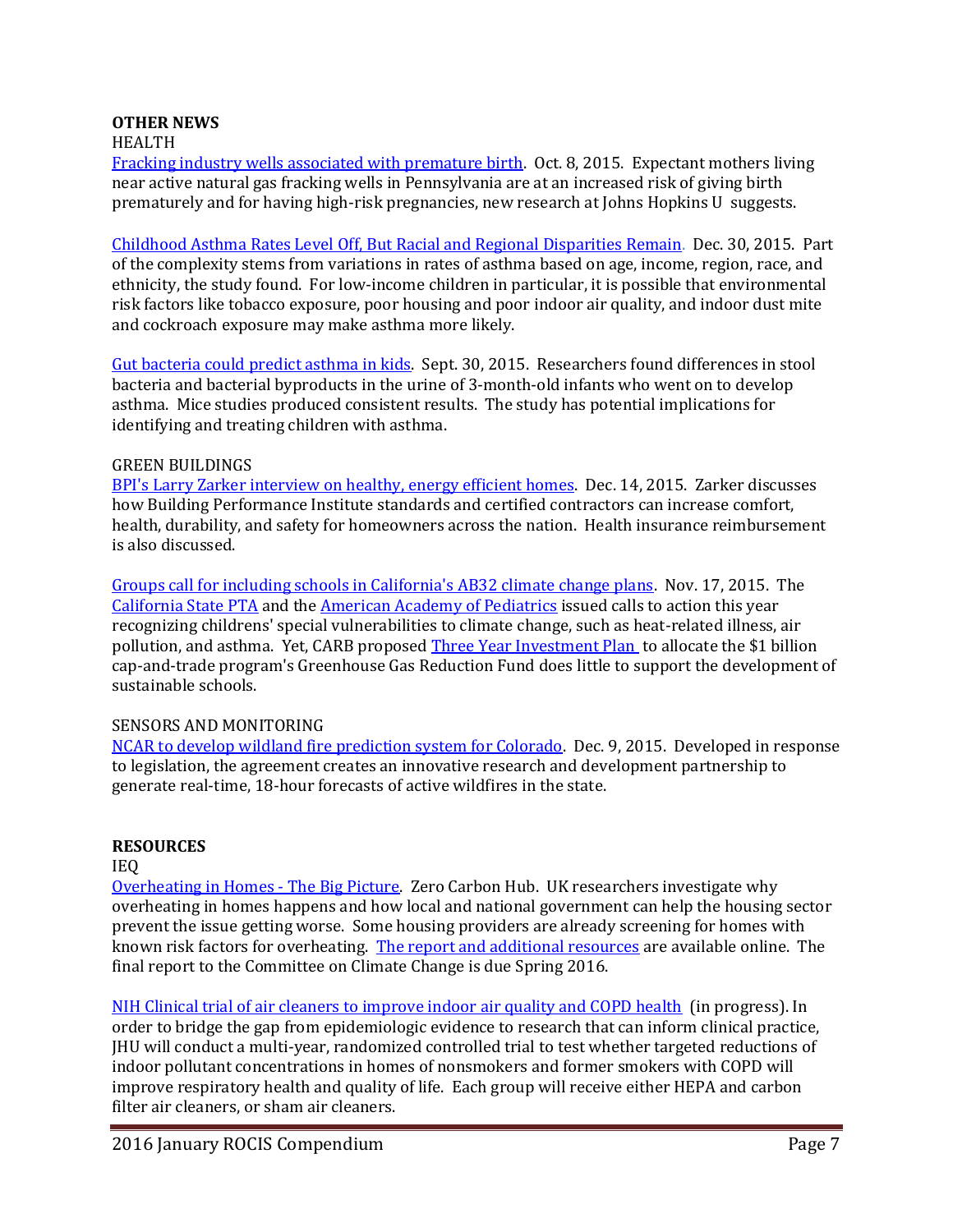**OTHER NEWS**

HEALTH

Fracking industry wells associated with premature birth. Oct. 8, 2015. Expectant mothers living near active natural gas fracking wells in Pennsylvania are at an increased risk of giving birth prematurely and for having high-risk pregnancies, new research at Johns Hopkins U suggests.

Childhood Asthma Rates Level Off, But Racial and Regional Disparities Remain. Dec. 30, 2015. Part of the complexity stems from variations in rates of asthma based on age, income, region, race, and ethnicity, the study found. For low-income children in particular, it is possible that environmental risk factors like tobacco exposure, poor housing and poor indoor air quality, and indoor dust mite and cockroach exposure may make asthma more likely.

Gut bacteria could predict asthma in kids. Sept. 30, 2015. Researchers found differences in stool bacteria and bacterial byproducts in the urine of 3-month-old infants who went on to develop asthma. Mice studies produced consistent results. The study has potential implications for identifying and treating children with asthma.

GREEN BUILDINGS

BPI's Larry Zarker interview on healthy, energy efficient homes. Dec. 14, 2015. Zarker discusses how Building Performance Institute standards and certified contractors can increase comfort, health, durability, and safety for homeowners across the nation. Health insurance reimbursement is also discussed.

Groups call for including schools in California's AB32 climate change plans. Nov. 17, 2015. The California State PTA and the American Academy of Pediatrics issued calls to action this year recognizing childrens' special vulnerabilities to climate change, such as heat-related illness, air pollution, and asthma. Yet, CARB proposed Three Year Investment Plan to allocate the $1 billion cap-and-trade program's Greenhouse Gas Reduction Fund does little to support the development of sustainable schools.

SENSORS AND MONITORING

NCAR to develop wildland fire prediction system for Colorado. Dec. 9, 2015. Developed in response to legislation, the agreement creates an innovative research and development partnership to generate real-time, 18-hour forecasts of active wildfires in the state.

**RESOURCES**

IEQ

Overheating in Homes - The Big Picture. Zero Carbon Hub. UK researchers investigate why overheating in homes happens and how local and national government can help the housing sector prevent the issue getting worse. Some housing providers are already screening for homes with known risk factors for overheating. The report and additional resources are available online. The final report to the Committee on Climate Change is due Spring 2016.

NIH Clinical trial of air cleaners to improve indoor air quality and COPD health (in progress). In order to bridge the gap from epidemiologic evidence to research that can inform clinical practice, JHU will conduct a multi-year, randomized controlled trial to test whether targeted reductions of indoor pollutant concentrations in homes of nonsmokers and former smokers with COPD will improve respiratory health and quality of life. Each group will receive either HEPA and carbon filter air cleaners, or sham air cleaners.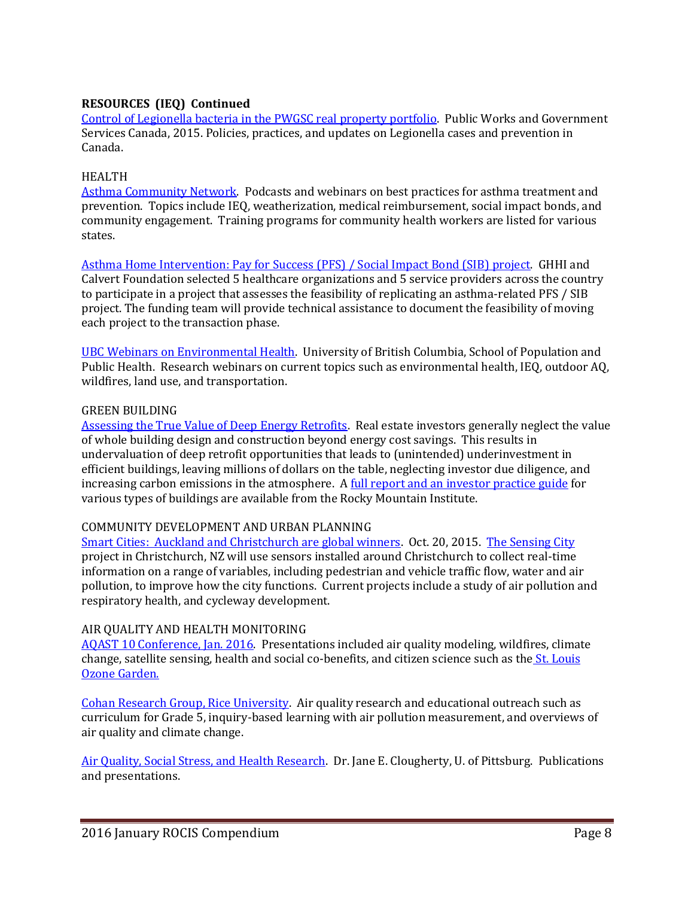**RESOURCES (IEQ) Continued**

Control of Legionella bacteria in the PWGSC real property portfolio. Public Works and Government Services Canada, 2015. Policies, practices, and updates on Legionella cases and prevention in Canada.

HEALTH

Asthma Community Network. Podcasts and webinars on best practices for asthma treatment and prevention. Topics include IEQ, weatherization, medical reimbursement, social impact bonds, and community engagement. Training programs for community health workers are listed for various states.

Asthma Home Intervention: Pay for Success (PFS) / Social Impact Bond (SIB) project. GHHI and Calvert Foundation selected 5 healthcare organizations and 5 service providers across the country to participate in a project that assesses the feasibility of replicating an asthma-related PFS / SIB project. The funding team will provide technical assistance to document the feasibility of moving each project to the transaction phase.

UBC Webinars on Environmental Health. University of British Columbia, School of Population and Public Health. Research webinars on current topics such as environmental health, IEQ, outdoor AQ, wildfires, land use, and transportation.

GREEN BUILDING

Assessing the True Value of Deep Energy Retrofits. Real estate investors generally neglect the value of whole building design and construction beyond energy cost savings. This results in undervaluation of deep retrofit opportunities that leads to (unintended) underinvestment in efficient buildings, leaving millions of dollars on the table, neglecting investor due diligence, and increasing carbon emissions in the atmosphere. A full report and an investor practice guide for various types of buildings are available from the Rocky Mountain Institute.

COMMUNITY DEVELOPMENT AND URBAN PLANNING

Smart Cities: Auckland and Christchurch are global winners. Oct. 20, 2015. The Sensing City project in Christchurch, NZ will use sensors installed around Christchurch to collect real-time information on a range of variables, including pedestrian and vehicle traffic flow, water and air pollution, to improve how the city functions. Current projects include a study of air pollution and respiratory health, and cycleway development.

AIR QUALITY AND HEALTH MONITORING

AQAST 10 Conference, Jan. 2016. Presentations included air quality modeling, wildfires, climate change, satellite sensing, health and social co-benefits, and citizen science such as the St. Louis Ozone Garden.

Cohan Research Group, Rice University. Air quality research and educational outreach such as curriculum for Grade 5, inquiry-based learning with air pollution measurement, and overviews of air quality and climate change.

Air Quality, Social Stress, and Health Research. Dr. Jane E. Clougherty, U. of Pittsburg. Publications and presentations.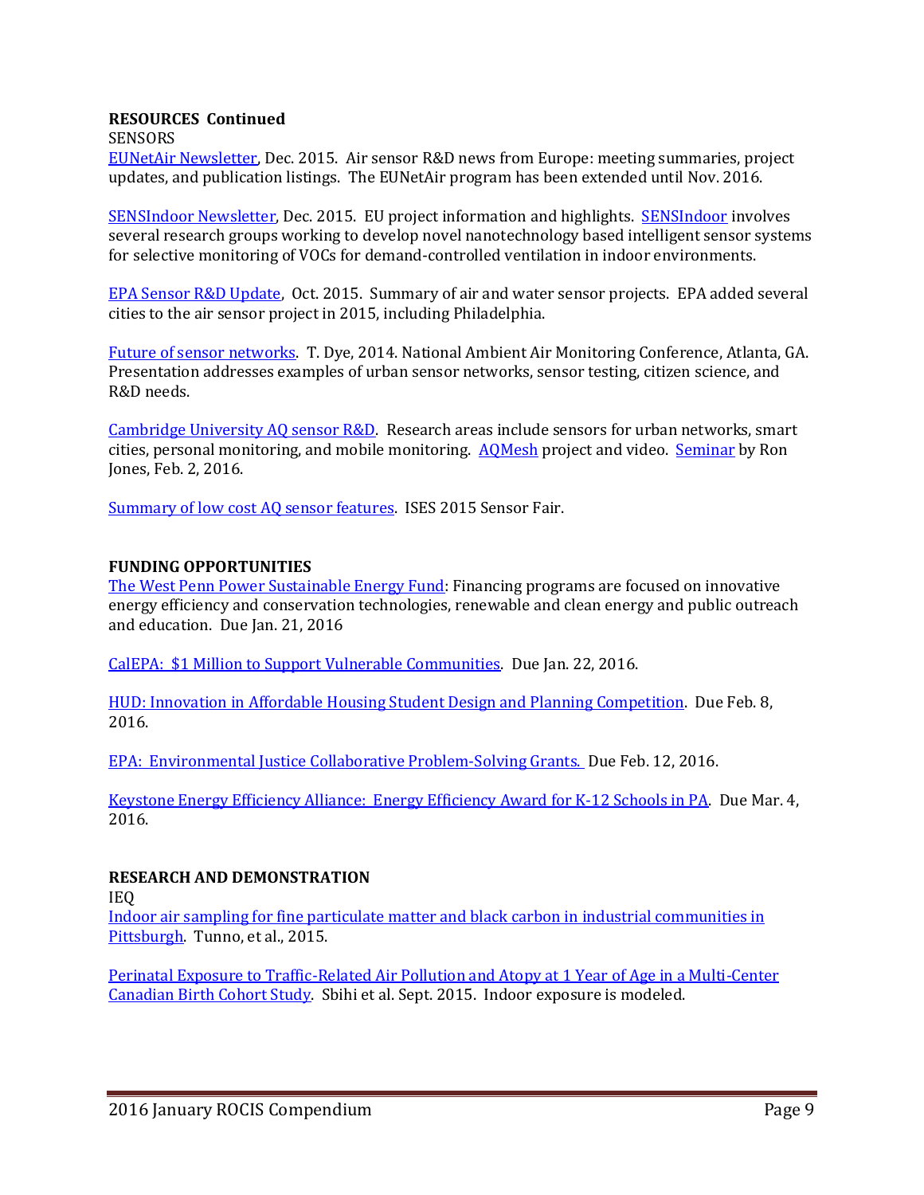**RESOURCES Continued**

SENSORS

EUNetAir Newsletter, Dec. 2015. Air sensor R&D news from Europe: meeting summaries, project updates, and publication listings. The EUNetAir program has been extended until Nov. 2016.

SENSIndoor Newsletter, Dec. 2015. EU project information and highlights. SENSIndoor involves several research groups working to develop novel nanotechnology based intelligent sensor systems for selective monitoring of VOCs for demand-controlled ventilation in indoor environments.

EPA Sensor R&D Update, Oct. 2015. Summary of air and water sensor projects. EPA added several cities to the air sensor project in 2015, including Philadelphia.

Future of sensor networks. T. Dye, 2014. National Ambient Air Monitoring Conference, Atlanta, GA. Presentation addresses examples of urban sensor networks, sensor testing, citizen science, and R&D needs.

Cambridge University AQ sensor R&D. Research areas include sensors for urban networks, smart cities, personal monitoring, and mobile monitoring. AQMesh project and video. Seminar by Ron Jones, Feb. 2, 2016.

Summary of low cost AQ sensor features. ISES 2015 Sensor Fair.

**FUNDING OPPORTUNITIES**

The West Penn Power Sustainable Energy Fund: Financing programs are focused on innovative energy efficiency and conservation technologies, renewable and clean energy and public outreach and education. Due Jan. 21, 2016

CalEPA: $1 Million to Support Vulnerable Communities. Due Jan. 22, 2016.

HUD: Innovation in Affordable Housing Student Design and Planning Competition. Due Feb. 8, 2016.

EPA: Environmental Justice Collaborative Problem-Solving Grants. Due Feb. 12, 2016.

Keystone Energy Efficiency Alliance: Energy Efficiency Award for K-12 Schools in PA. Due Mar. 4, 2016.

**RESEARCH AND DEMONSTRATION**

IEQ

Indoor air sampling for fine particulate matter and black carbon in industrial communities in Pittsburgh. Tunno, et al., 2015.

Perinatal Exposure to Traffic-Related Air Pollution and Atopy at 1 Year of Age in a Multi-Center Canadian Birth Cohort Study. Sbihi et al. Sept. 2015. Indoor exposure is modeled.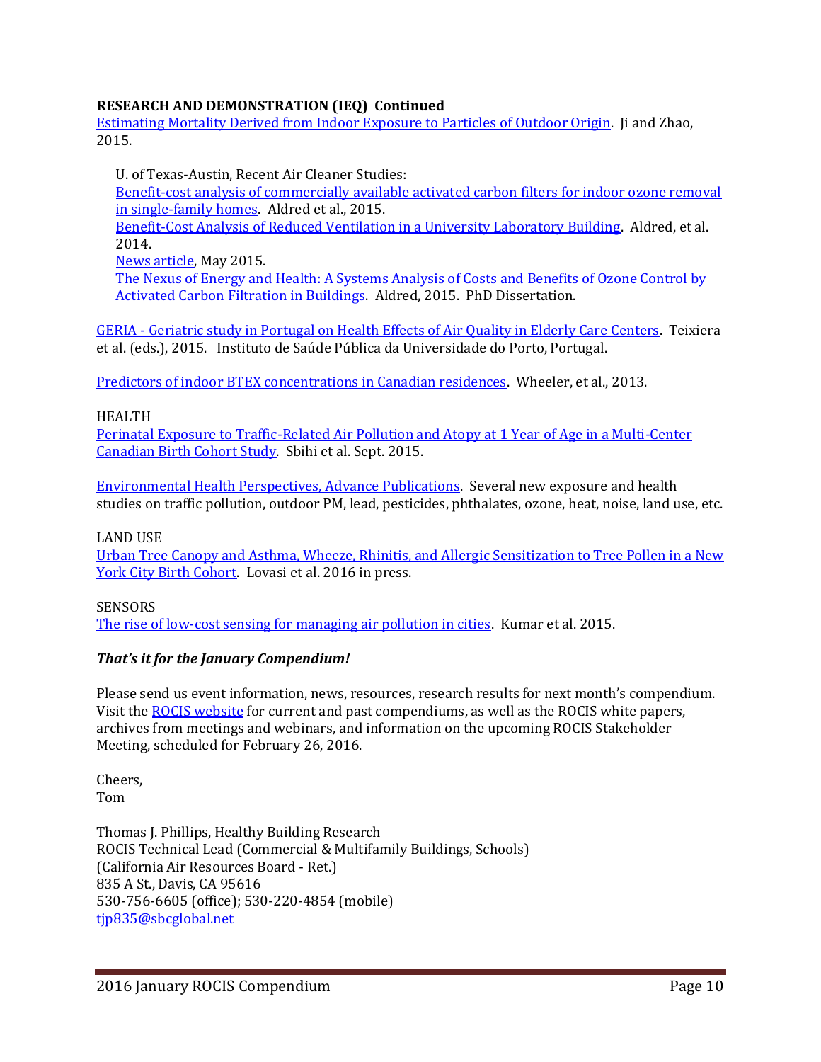**RESEARCH AND DEMONSTRATION (IEQ) Continued**

Estimating Mortality Derived from Indoor Exposure to Particles of Outdoor Origin. Ji and Zhao, 2015.

U. of Texas-Austin, Recent Air Cleaner Studies:
Benefit-cost analysis of commercially available activated carbon filters for indoor ozone removal in single-family homes. Aldred et al., 2015.
Benefit-Cost Analysis of Reduced Ventilation in a University Laboratory Building. Aldred, et al. 2014.
News article, May 2015.
The Nexus of Energy and Health: A Systems Analysis of Costs and Benefits of Ozone Control by Activated Carbon Filtration in Buildings. Aldred, 2015. PhD Dissertation.

GERIA - Geriatric study in Portugal on Health Effects of Air Quality in Elderly Care Centers. Teixiera et al. (eds.), 2015. Instituto de Saúde Pública da Universidade do Porto, Portugal.

Predictors of indoor BTEX concentrations in Canadian residences. Wheeler, et al., 2013.

HEALTH

Perinatal Exposure to Traffic-Related Air Pollution and Atopy at 1 Year of Age in a Multi-Center Canadian Birth Cohort Study. Sbihi et al. Sept. 2015.

Environmental Health Perspectives, Advance Publications. Several new exposure and health studies on traffic pollution, outdoor PM, lead, pesticides, phthalates, ozone, heat, noise, land use, etc.

LAND USE

Urban Tree Canopy and Asthma, Wheeze, Rhinitis, and Allergic Sensitization to Tree Pollen in a New York City Birth Cohort. Lovasi et al. 2016 in press.

SENSORS

The rise of low-cost sensing for managing air pollution in cities. Kumar et al. 2015.

***That's it for the January Compendium!***

Please send us event information, news, resources, research results for next month's compendium. Visit the ROCIS website for current and past compendiums, as well as the ROCIS white papers, archives from meetings and webinars, and information on the upcoming ROCIS Stakeholder Meeting, scheduled for February 26, 2016.

Cheers,
Tom

Thomas J. Phillips, Healthy Building Research
ROCIS Technical Lead (Commercial & Multifamily Buildings, Schools)
(California Air Resources Board - Ret.)
835 A St., Davis, CA 95616
530-756-6605 (office); 530-220-4854 (mobile)
tjp835@sbcglobal.net